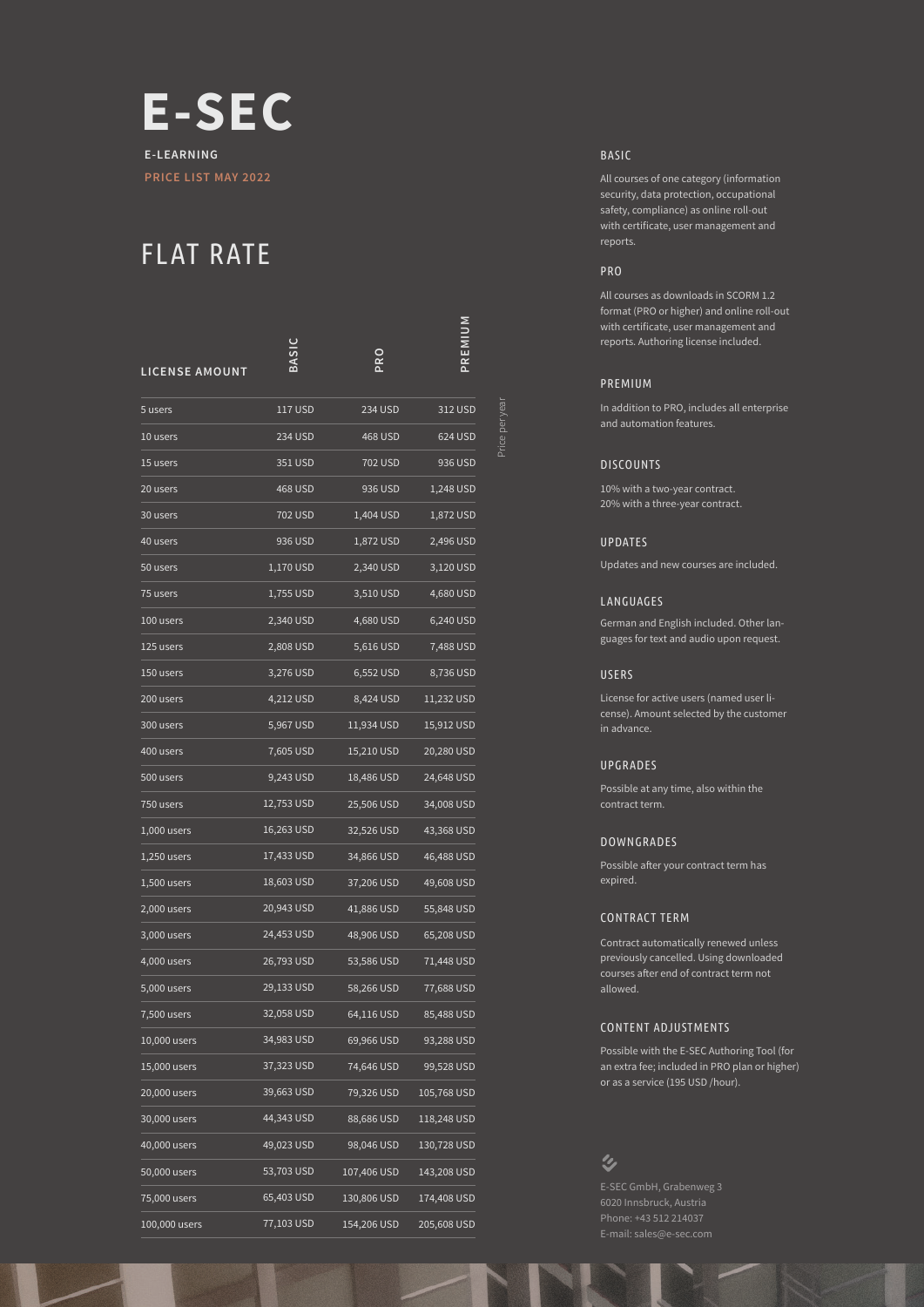# E-SEC

**E-LEARNING**

**PRICE LIST MAY 2022**

## FLAT RATE

| LICENSE AMOUNT | BASIC | PRO | PREMIUM |
|---|---|---|---|
| 5 users | 117 USD | 234 USD | 312 USD |
| 10 users | 234 USD | 468 USD | 624 USD |
| 15 users | 351 USD | 702 USD | 936 USD |
| 20 users | 468 USD | 936 USD | 1,248 USD |
| 30 users | 702 USD | 1,404 USD | 1,872 USD |
| 40 users | 936 USD | 1,872 USD | 2,496 USD |
| 50 users | 1,170 USD | 2,340 USD | 3,120 USD |
| 75 users | 1,755 USD | 3,510 USD | 4,680 USD |
| 100 users | 2,340 USD | 4,680 USD | 6,240 USD |
| 125 users | 2,808 USD | 5,616 USD | 7,488 USD |
| 150 users | 3,276 USD | 6,552 USD | 8,736 USD |
| 200 users | 4,212 USD | 8,424 USD | 11,232 USD |
| 300 users | 5,967 USD | 11,934 USD | 15,912 USD |
| 400 users | 7,605 USD | 15,210 USD | 20,280 USD |
| 500 users | 9,243 USD | 18,486 USD | 24,648 USD |
| 750 users | 12,753 USD | 25,506 USD | 34,008 USD |
| 1,000 users | 16,263 USD | 32,526 USD | 43,368 USD |
| 1,250 users | 17,433 USD | 34,866 USD | 46,488 USD |
| 1,500 users | 18,603 USD | 37,206 USD | 49,608 USD |
| 2,000 users | 20,943 USD | 41,886 USD | 55,848 USD |
| 3,000 users | 24,453 USD | 48,906 USD | 65,208 USD |
| 4,000 users | 26,793 USD | 53,586 USD | 71,448 USD |
| 5,000 users | 29,133 USD | 58,266 USD | 77,688 USD |
| 7,500 users | 32,058 USD | 64,116 USD | 85,488 USD |
| 10,000 users | 34,983 USD | 69,966 USD | 93,288 USD |
| 15,000 users | 37,323 USD | 74,646 USD | 99,528 USD |
| 20,000 users | 39,663 USD | 79,326 USD | 105,768 USD |
| 30,000 users | 44,343 USD | 88,686 USD | 118,248 USD |
| 40,000 users | 49,023 USD | 98,046 USD | 130,728 USD |
| 50,000 users | 53,703 USD | 107,406 USD | 143,208 USD |
| 75,000 users | 65,403 USD | 130,806 USD | 174,408 USD |
| 100,000 users | 77,103 USD | 154,206 USD | 205,608 USD |

Price per year

### BASIC

All courses of one category (information security, data protection, occupational safety, compliance) as online roll-out with certificate, user management and reports.

### PRO

All courses as downloads in SCORM 1.2 format (PRO or higher) and online roll-out with certificate, user management and reports. Authoring license included.

### PREMIUM

In addition to PRO, includes all enterprise and automation features.

### DISCOUNTS

10% with a two-year contract.
20% with a three-year contract.

### UPDATES

Updates and new courses are included.

### LANGUAGES

German and English included. Other languages for text and audio upon request.

### USERS

License for active users (named user license). Amount selected by the customer in advance.

### UPGRADES

Possible at any time, also within the contract term.

### DOWNGRADES

Possible after your contract term has expired.

### CONTRACT TERM

Contract automatically renewed unless previously cancelled. Using downloaded courses after end of contract term not allowed.

### CONTENT ADJUSTMENTS

Possible with the E-SEC Authoring Tool (for an extra fee; included in PRO plan or higher) or as a service (195 USD /hour).

E-SEC GmbH, Grabenweg 3
6020 Innsbruck, Austria
Phone: +43 512 214037
E-mail: sales@e-sec.com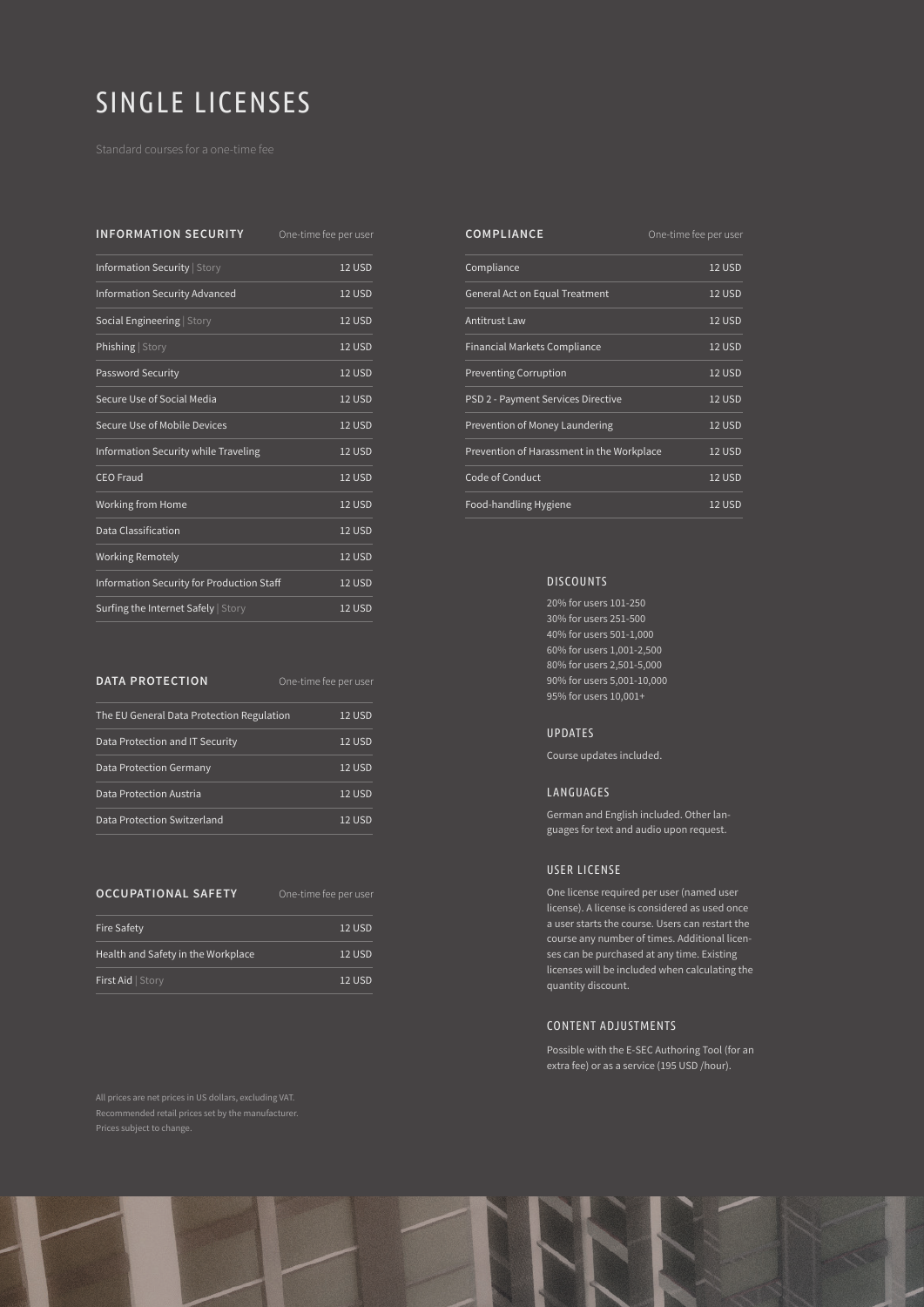# SINGLE LICENSES

Standard courses for a one-time fee

| INFORMATION SECURITY | One-time fee per user |
|---|---|
| Information Security \| Story | 12 USD |
| Information Security Advanced | 12 USD |
| Social Engineering \| Story | 12 USD |
| Phishing \| Story | 12 USD |
| Password Security | 12 USD |
| Secure Use of Social Media | 12 USD |
| Secure Use of Mobile Devices | 12 USD |
| Information Security while Traveling | 12 USD |
| CEO Fraud | 12 USD |
| Working from Home | 12 USD |
| Data Classification | 12 USD |
| Working Remotely | 12 USD |
| Information Security for Production Staff | 12 USD |
| Surfing the Internet Safely \| Story | 12 USD |

| DATA PROTECTION | One-time fee per user |
|---|---|
| The EU General Data Protection Regulation | 12 USD |
| Data Protection and IT Security | 12 USD |
| Data Protection Germany | 12 USD |
| Data Protection Austria | 12 USD |
| Data Protection Switzerland | 12 USD |

| OCCUPATIONAL SAFETY | One-time fee per user |
|---|---|
| Fire Safety | 12 USD |
| Health and Safety in the Workplace | 12 USD |
| First Aid \| Story | 12 USD |

All prices are net prices in US dollars, excluding VAT.
Recommended retail prices set by the manufacturer.
Prices subject to change.

| COMPLIANCE | One-time fee per user |
|---|---|
| Compliance | 12 USD |
| General Act on Equal Treatment | 12 USD |
| Antitrust Law | 12 USD |
| Financial Markets Compliance | 12 USD |
| Preventing Corruption | 12 USD |
| PSD 2 - Payment Services Directive | 12 USD |
| Prevention of Money Laundering | 12 USD |
| Prevention of Harassment in the Workplace | 12 USD |
| Code of Conduct | 12 USD |
| Food-handling Hygiene | 12 USD |

## DISCOUNTS

20% for users 101-250
30% for users 251-500
40% for users 501-1,000
60% for users 1,001-2,500
80% for users 2,501-5,000
90% for users 5,001-10,000
95% for users 10,001+

## UPDATES

Course updates included.

## LANGUAGES

German and English included. Other languages for text and audio upon request.

## USER LICENSE

One license required per user (named user license). A license is considered as used once a user starts the course. Users can restart the course any number of times. Additional licenses can be purchased at any time. Existing licenses will be included when calculating the quantity discount.

## CONTENT ADJUSTMENTS

Possible with the E-SEC Authoring Tool (for an extra fee) or as a service (195 USD /hour).